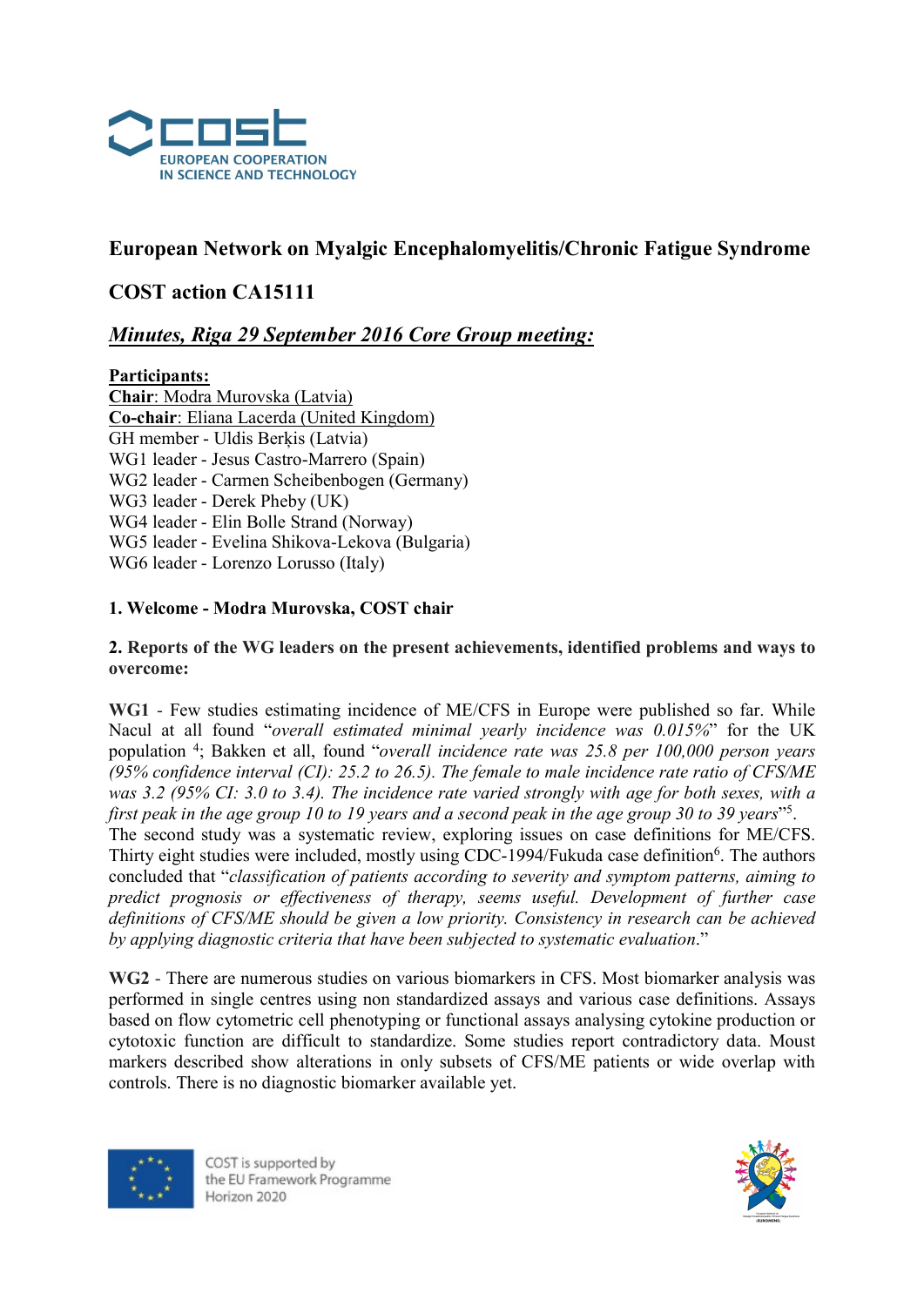# European Network on Myalgic Encephalomyelitis/Chronic Fatigue Syndrome

## COST action CA15111

### *Minutes, Riga 29 September 2016 Core Group meeting:*

**Participants:**

**Chair**: Modra Murovska (Latvia)
**Co-chair**: Eliana Lacerda (United Kingdom)
GH member - Uldis Berķis (Latvia)
WG1 leader - Jesus Castro-Marrero (Spain)
WG2 leader - Carmen Scheibenbogen (Germany)
WG3 leader - Derek Pheby (UK)
WG4 leader - Elin Bolle Strand (Norway)
WG5 leader - Evelina Shikova-Lekova (Bulgaria)
WG6 leader - Lorenzo Lorusso (Italy)

**1. Welcome - Modra Murovska, COST chair**

**2. Reports of the WG leaders on the present achievements, identified problems and ways to overcome:**

**WG1** - Few studies estimating incidence of ME/CFS in Europe were published so far. While Nacul at all found "*overall estimated minimal yearly incidence was 0.015%*" for the UK population [4]; Bakken et all, found "*overall incidence rate was 25.8 per 100,000 person years (95% confidence interval (CI): 25.2 to 26.5). The female to male incidence rate ratio of CFS/ME was 3.2 (95% CI: 3.0 to 3.4). The incidence rate varied strongly with age for both sexes, with a first peak in the age group 10 to 19 years and a second peak in the age group 30 to 39 years*"[5].
The second study was a systematic review, exploring issues on case definitions for ME/CFS. Thirty eight studies were included, mostly using CDC-1994/Fukuda case definition[6]. The authors concluded that "*classification of patients according to severity and symptom patterns, aiming to predict prognosis or effectiveness of therapy, seems useful. Development of further case definitions of CFS/ME should be given a low priority. Consistency in research can be achieved by applying diagnostic criteria that have been subjected to systematic evaluation*."

**WG2** - There are numerous studies on various biomarkers in CFS. Most biomarker analysis was performed in single centres using non standardized assays and various case definitions. Assays based on flow cytometric cell phenotyping or functional assays analysing cytokine production or cytotoxic function are difficult to standardize. Some studies report contradictory data. Moust markers described show alterations in only subsets of CFS/ME patients or wide overlap with controls. There is no diagnostic biomarker available yet.

COST is supported by the EU Framework Programme Horizon 2020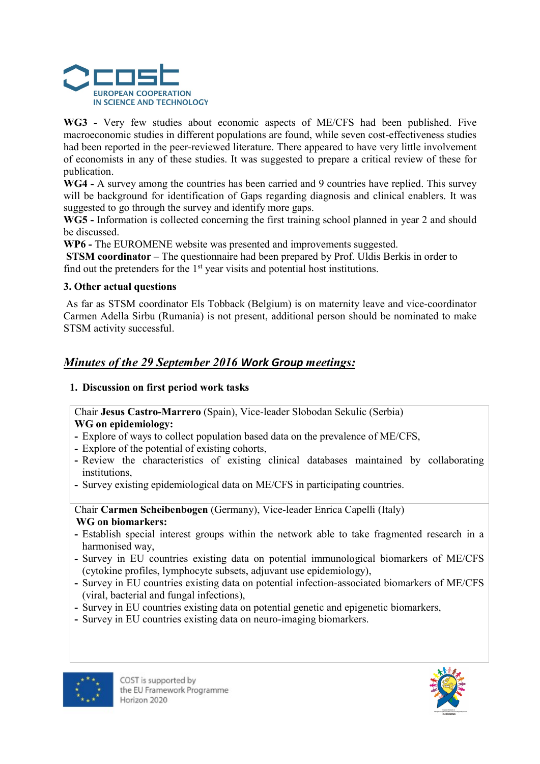**WG3 -** Very few studies about economic aspects of ME/CFS had been published. Five macroeconomic studies in different populations are found, while seven cost-effectiveness studies had been reported in the peer-reviewed literature. There appeared to have very little involvement of economists in any of these studies. It was suggested to prepare a critical review of these for publication.

**WG4 -** A survey among the countries has been carried and 9 countries have replied. This survey will be background for identification of Gaps regarding diagnosis and clinical enablers. It was suggested to go through the survey and identify more gaps.

**WG5 -** Information is collected concerning the first training school planned in year 2 and should be discussed.

**WP6 -** The EUROMENE website was presented and improvements suggested.

**STSM coordinator** – The questionnaire had been prepared by Prof. Uldis Berkis in order to find out the pretenders for the 1st year visits and potential host institutions.

### 3. Other actual questions

As far as STSM coordinator Els Tobback (Belgium) is on maternity leave and vice-coordinator Carmen Adella Sirbu (Rumania) is not present, additional person should be nominated to make STSM activity successful.

## *Minutes of the 29 September 2016 Work Group meetings:*

### 1. Discussion on first period work tasks

Chair **Jesus Castro-Marrero** (Spain), Vice-leader Slobodan Sekulic (Serbia)

**WG on epidemiology:**

- Explore of ways to collect population based data on the prevalence of ME/CFS,
- Explore of the potential of existing cohorts,
- Review the characteristics of existing clinical databases maintained by collaborating institutions,
- Survey existing epidemiological data on ME/CFS in participating countries.

Chair **Carmen Scheibenbogen** (Germany), Vice-leader Enrica Capelli (Italy)

**WG on biomarkers:**

- Establish special interest groups within the network able to take fragmented research in a harmonised way,
- Survey in EU countries existing data on potential immunological biomarkers of ME/CFS (cytokine profiles, lymphocyte subsets, adjuvant use epidemiology),
- Survey in EU countries existing data on potential infection-associated biomarkers of ME/CFS (viral, bacterial and fungal infections),
- Survey in EU countries existing data on potential genetic and epigenetic biomarkers,
- Survey in EU countries existing data on neuro-imaging biomarkers.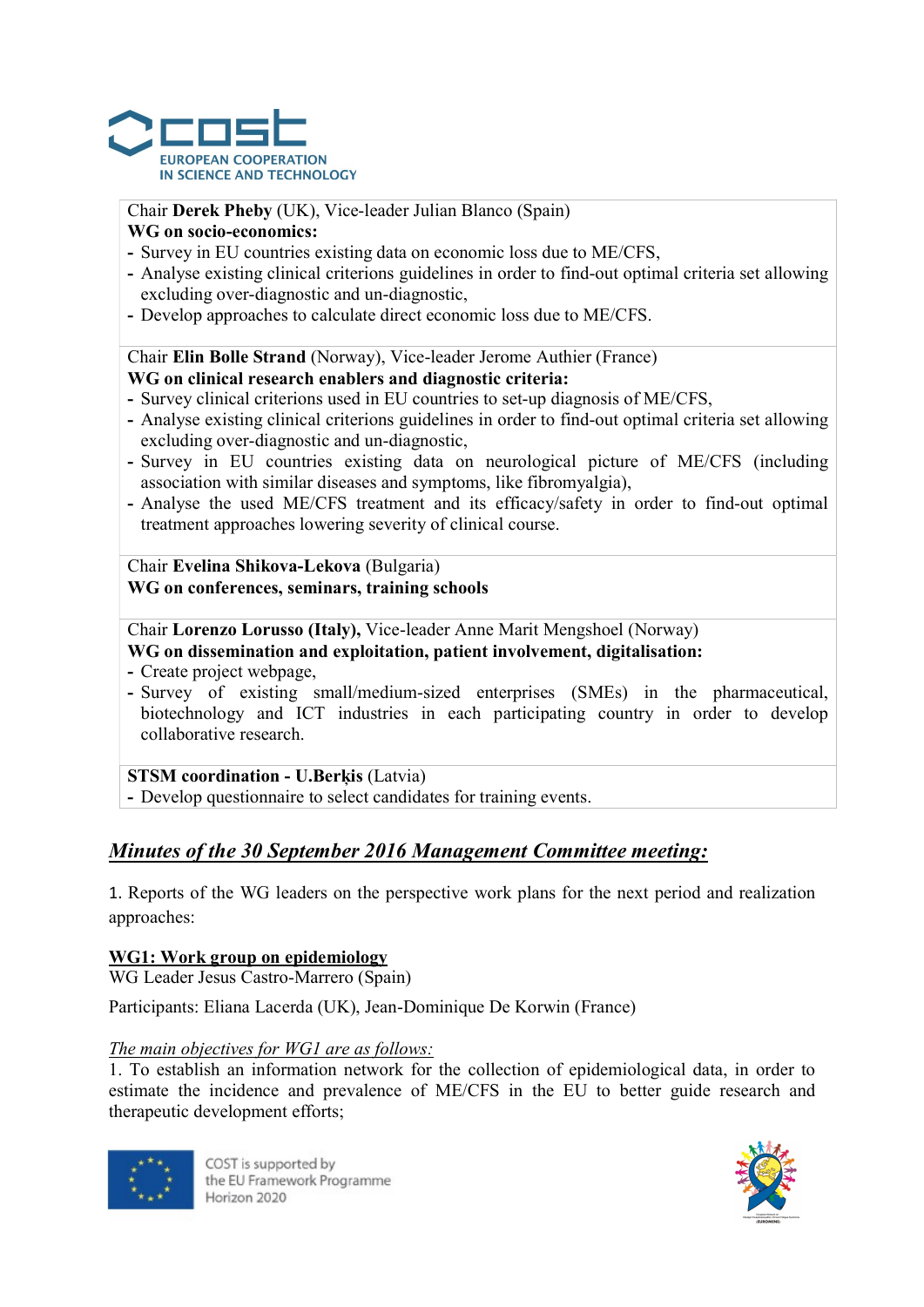| |
|---|
| Chair **Derek Pheby** (UK), Vice-leader Julian Blanco (Spain)<br>**WG on socio-economics:**<br>- Survey in EU countries existing data on economic loss due to ME/CFS,<br>- Analyse existing clinical criterions guidelines in order to find-out optimal criteria set allowing excluding over-diagnostic and un-diagnostic,<br>- Develop approaches to calculate direct economic loss due to ME/CFS. |
| Chair **Elin Bolle Strand** (Norway), Vice-leader Jerome Authier (France)<br>**WG on clinical research enablers and diagnostic criteria:**<br>- Survey clinical criterions used in EU countries to set-up diagnosis of ME/CFS,<br>- Analyse existing clinical criterions guidelines in order to find-out optimal criteria set allowing excluding over-diagnostic and un-diagnostic,<br>- Survey in EU countries existing data on neurological picture of ME/CFS (including association with similar diseases and symptoms, like fibromyalgia),<br>- Analyse the used ME/CFS treatment and its efficacy/safety in order to find-out optimal treatment approaches lowering severity of clinical course. |
| Chair **Evelina Shikova-Lekova** (Bulgaria)<br>**WG on conferences, seminars, training schools** |
| Chair **Lorenzo Lorusso (Italy),** Vice-leader Anne Marit Mengshoel (Norway)<br>**WG on dissemination and exploitation, patient involvement, digitalisation:**<br>- Create project webpage,<br>- Survey of existing small/medium-sized enterprises (SMEs) in the pharmaceutical, biotechnology and ICT industries in each participating country in order to develop collaborative research. |
| **STSM coordination - U.Berķis** (Latvia)<br>- Develop questionnaire to select candidates for training events. |

## *Minutes of the 30 September 2016 Management Committee meeting:*

1. Reports of the WG leaders on the perspective work plans for the next period and realization approaches:

### WG1: Work group on epidemiology

WG Leader Jesus Castro-Marrero (Spain)

Participants: Eliana Lacerda (UK), Jean-Dominique De Korwin (France)

*The main objectives for WG1 are as follows:*

1. To establish an information network for the collection of epidemiological data, in order to estimate the incidence and prevalence of ME/CFS in the EU to better guide research and therapeutic development efforts;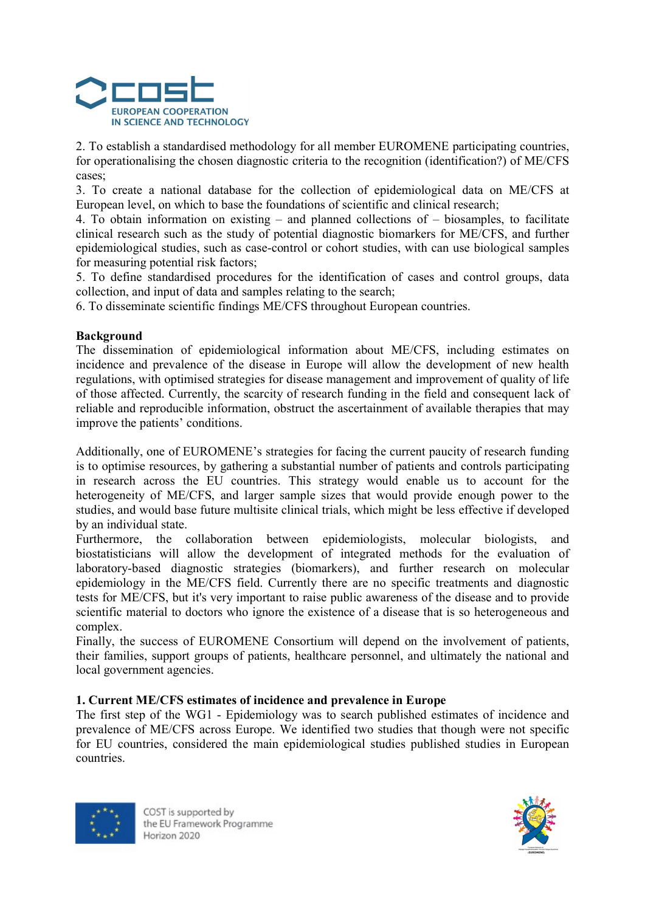2. To establish a standardised methodology for all member EUROMENE participating countries, for operationalising the chosen diagnostic criteria to the recognition (identification?) of ME/CFS cases;

3. To create a national database for the collection of epidemiological data on ME/CFS at European level, on which to base the foundations of scientific and clinical research;

4. To obtain information on existing – and planned collections of – biosamples, to facilitate clinical research such as the study of potential diagnostic biomarkers for ME/CFS, and further epidemiological studies, such as case-control or cohort studies, with can use biological samples for measuring potential risk factors;

5. To define standardised procedures for the identification of cases and control groups, data collection, and input of data and samples relating to the search;

6. To disseminate scientific findings ME/CFS throughout European countries.

**Background**

The dissemination of epidemiological information about ME/CFS, including estimates on incidence and prevalence of the disease in Europe will allow the development of new health regulations, with optimised strategies for disease management and improvement of quality of life of those affected. Currently, the scarcity of research funding in the field and consequent lack of reliable and reproducible information, obstruct the ascertainment of available therapies that may improve the patients' conditions.

Additionally, one of EUROMENE's strategies for facing the current paucity of research funding is to optimise resources, by gathering a substantial number of patients and controls participating in research across the EU countries. This strategy would enable us to account for the heterogeneity of ME/CFS, and larger sample sizes that would provide enough power to the studies, and would base future multisite clinical trials, which might be less effective if developed by an individual state.

Furthermore, the collaboration between epidemiologists, molecular biologists, and biostatisticians will allow the development of integrated methods for the evaluation of laboratory-based diagnostic strategies (biomarkers), and further research on molecular epidemiology in the ME/CFS field. Currently there are no specific treatments and diagnostic tests for ME/CFS, but it's very important to raise public awareness of the disease and to provide scientific material to doctors who ignore the existence of a disease that is so heterogeneous and complex.

Finally, the success of EUROMENE Consortium will depend on the involvement of patients, their families, support groups of patients, healthcare personnel, and ultimately the national and local government agencies.

**1. Current ME/CFS estimates of incidence and prevalence in Europe**

The first step of the WG1 - Epidemiology was to search published estimates of incidence and prevalence of ME/CFS across Europe. We identified two studies that though were not specific for EU countries, considered the main epidemiological studies published studies in European countries.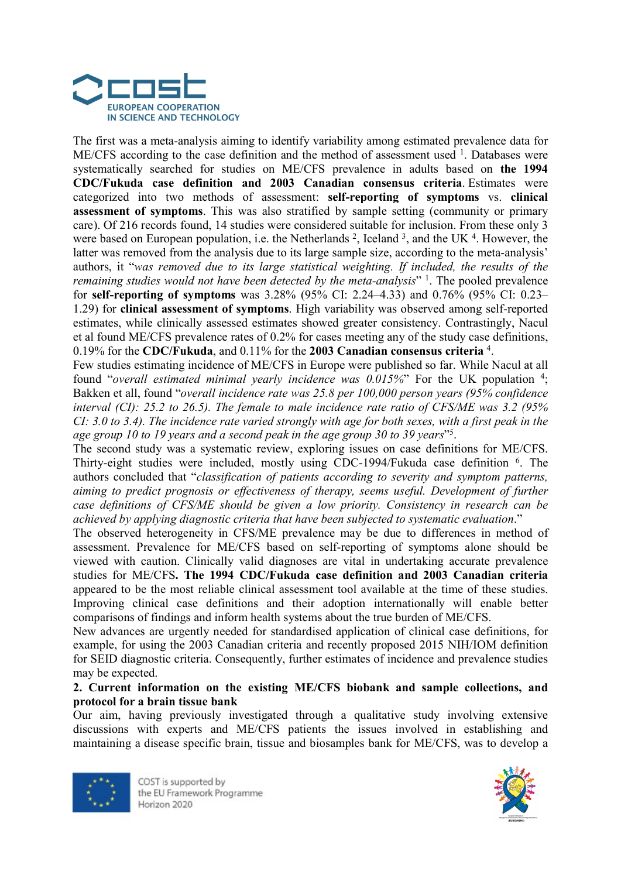The first was a meta-analysis aiming to identify variability among estimated prevalence data for ME/CFS according to the case definition and the method of assessment used [1]. Databases were systematically searched for studies on ME/CFS prevalence in adults based on **the 1994 CDC/Fukuda case definition and 2003 Canadian consensus criteria**. Estimates were categorized into two methods of assessment: **self-reporting of symptoms** vs. **clinical assessment of symptoms**. This was also stratified by sample setting (community or primary care). Of 216 records found, 14 studies were considered suitable for inclusion. From these only 3 were based on European population, i.e. the Netherlands [2], Iceland [3], and the UK [4]. However, the latter was removed from the analysis due to its large sample size, according to the meta-analysis' authors, it "*was removed due to its large statistical weighting. If included, the results of the remaining studies would not have been detected by the meta-analysis*" [1]. The pooled prevalence for **self-reporting of symptoms** was 3.28% (95% CI: 2.24–4.33) and 0.76% (95% CI: 0.23–1.29) for **clinical assessment of symptoms**. High variability was observed among self-reported estimates, while clinically assessed estimates showed greater consistency. Contrastingly, Nacul et al found ME/CFS prevalence rates of 0.2% for cases meeting any of the study case definitions, 0.19% for the **CDC/Fukuda**, and 0.11% for the **2003 Canadian consensus criteria** [4].

Few studies estimating incidence of ME/CFS in Europe were published so far. While Nacul at all found "*overall estimated minimal yearly incidence was 0.015%*" For the UK population [4]; Bakken et all, found "*overall incidence rate was 25.8 per 100,000 person years (95% confidence interval (CI): 25.2 to 26.5). The female to male incidence rate ratio of CFS/ME was 3.2 (95% CI: 3.0 to 3.4). The incidence rate varied strongly with age for both sexes, with a first peak in the age group 10 to 19 years and a second peak in the age group 30 to 39 years*"[5].

The second study was a systematic review, exploring issues on case definitions for ME/CFS. Thirty-eight studies were included, mostly using CDC-1994/Fukuda case definition [6]. The authors concluded that "*classification of patients according to severity and symptom patterns, aiming to predict prognosis or effectiveness of therapy, seems useful. Development of further case definitions of CFS/ME should be given a low priority. Consistency in research can be achieved by applying diagnostic criteria that have been subjected to systematic evaluation*."

The observed heterogeneity in CFS/ME prevalence may be due to differences in method of assessment. Prevalence for ME/CFS based on self-reporting of symptoms alone should be viewed with caution. Clinically valid diagnoses are vital in undertaking accurate prevalence studies for ME/CFS**. The 1994 CDC/Fukuda case definition and 2003 Canadian criteria** appeared to be the most reliable clinical assessment tool available at the time of these studies. Improving clinical case definitions and their adoption internationally will enable better comparisons of findings and inform health systems about the true burden of ME/CFS.

New advances are urgently needed for standardised application of clinical case definitions, for example, for using the 2003 Canadian criteria and recently proposed 2015 NIH/IOM definition for SEID diagnostic criteria. Consequently, further estimates of incidence and prevalence studies may be expected.

**2. Current information on the existing ME/CFS biobank and sample collections, and protocol for a brain tissue bank**

Our aim, having previously investigated through a qualitative study involving extensive discussions with experts and ME/CFS patients the issues involved in establishing and maintaining a disease specific brain, tissue and biosamples bank for ME/CFS, was to develop a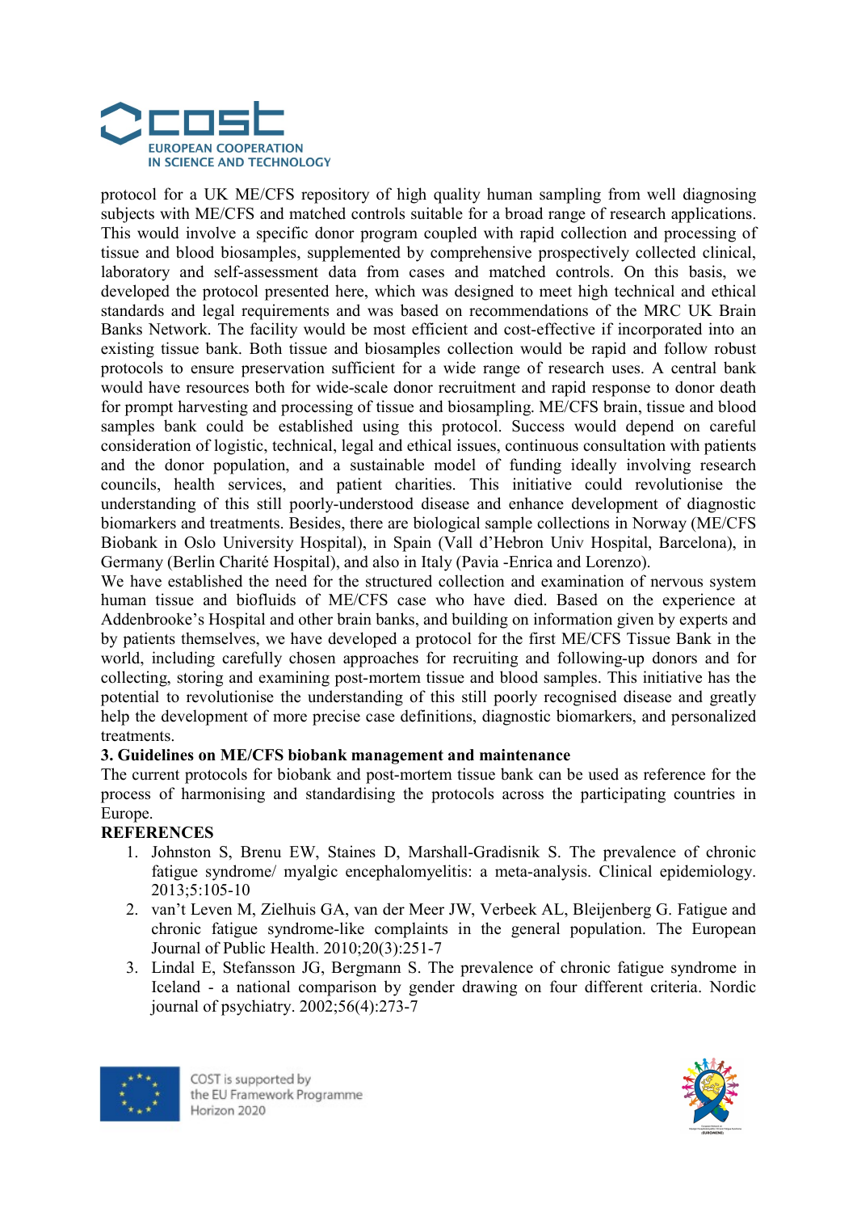protocol for a UK ME/CFS repository of high quality human sampling from well diagnosing subjects with ME/CFS and matched controls suitable for a broad range of research applications. This would involve a specific donor program coupled with rapid collection and processing of tissue and blood biosamples, supplemented by comprehensive prospectively collected clinical, laboratory and self-assessment data from cases and matched controls. On this basis, we developed the protocol presented here, which was designed to meet high technical and ethical standards and legal requirements and was based on recommendations of the MRC UK Brain Banks Network. The facility would be most efficient and cost-effective if incorporated into an existing tissue bank. Both tissue and biosamples collection would be rapid and follow robust protocols to ensure preservation sufficient for a wide range of research uses. A central bank would have resources both for wide-scale donor recruitment and rapid response to donor death for prompt harvesting and processing of tissue and biosampling. ME/CFS brain, tissue and blood samples bank could be established using this protocol. Success would depend on careful consideration of logistic, technical, legal and ethical issues, continuous consultation with patients and the donor population, and a sustainable model of funding ideally involving research councils, health services, and patient charities. This initiative could revolutionise the understanding of this still poorly-understood disease and enhance development of diagnostic biomarkers and treatments. Besides, there are biological sample collections in Norway (ME/CFS Biobank in Oslo University Hospital), in Spain (Vall d'Hebron Univ Hospital, Barcelona), in Germany (Berlin Charité Hospital), and also in Italy (Pavia -Enrica and Lorenzo).

We have established the need for the structured collection and examination of nervous system human tissue and biofluids of ME/CFS case who have died. Based on the experience at Addenbrooke's Hospital and other brain banks, and building on information given by experts and by patients themselves, we have developed a protocol for the first ME/CFS Tissue Bank in the world, including carefully chosen approaches for recruiting and following-up donors and for collecting, storing and examining post-mortem tissue and blood samples. This initiative has the potential to revolutionise the understanding of this still poorly recognised disease and greatly help the development of more precise case definitions, diagnostic biomarkers, and personalized treatments.

**3. Guidelines on ME/CFS biobank management and maintenance**

The current protocols for biobank and post-mortem tissue bank can be used as reference for the process of harmonising and standardising the protocols across the participating countries in Europe.

**REFERENCES**

1. Johnston S, Brenu EW, Staines D, Marshall-Gradisnik S. The prevalence of chronic fatigue syndrome/ myalgic encephalomyelitis: a meta-analysis. Clinical epidemiology. 2013;5:105-10
2. van't Leven M, Zielhuis GA, van der Meer JW, Verbeek AL, Bleijenberg G. Fatigue and chronic fatigue syndrome-like complaints in the general population. The European Journal of Public Health. 2010;20(3):251-7
3. Lindal E, Stefansson JG, Bergmann S. The prevalence of chronic fatigue syndrome in Iceland - a national comparison by gender drawing on four different criteria. Nordic journal of psychiatry. 2002;56(4):273-7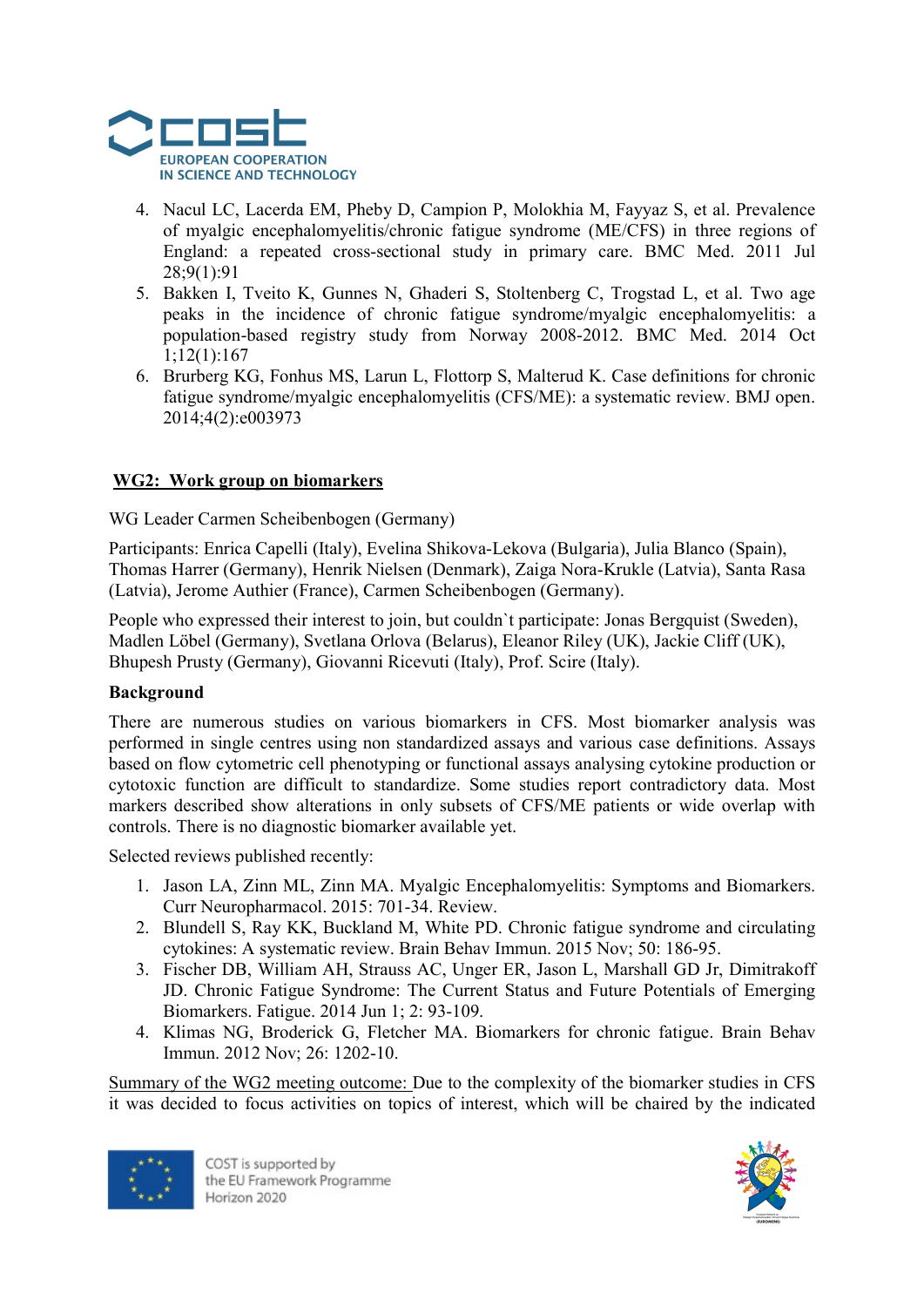4. Nacul LC, Lacerda EM, Pheby D, Campion P, Molokhia M, Fayyaz S, et al. Prevalence of myalgic encephalomyelitis/chronic fatigue syndrome (ME/CFS) in three regions of England: a repeated cross-sectional study in primary care. BMC Med. 2011 Jul 28;9(1):91
5. Bakken I, Tveito K, Gunnes N, Ghaderi S, Stoltenberg C, Trogstad L, et al. Two age peaks in the incidence of chronic fatigue syndrome/myalgic encephalomyelitis: a population-based registry study from Norway 2008-2012. BMC Med. 2014 Oct 1;12(1):167
6. Brurberg KG, Fonhus MS, Larun L, Flottorp S, Malterud K. Case definitions for chronic fatigue syndrome/myalgic encephalomyelitis (CFS/ME): a systematic review. BMJ open. 2014;4(2):e003973

## WG2: Work group on biomarkers

WG Leader Carmen Scheibenbogen (Germany)

Participants: Enrica Capelli (Italy), Evelina Shikova-Lekova (Bulgaria), Julia Blanco (Spain), Thomas Harrer (Germany), Henrik Nielsen (Denmark), Zaiga Nora-Krukle (Latvia), Santa Rasa (Latvia), Jerome Authier (France), Carmen Scheibenbogen (Germany).

People who expressed their interest to join, but couldn`t participate: Jonas Bergquist (Sweden), Madlen Löbel (Germany), Svetlana Orlova (Belarus), Eleanor Riley (UK), Jackie Cliff (UK), Bhupesh Prusty (Germany), Giovanni Ricevuti (Italy), Prof. Scire (Italy).

**Background**

There are numerous studies on various biomarkers in CFS. Most biomarker analysis was performed in single centres using non standardized assays and various case definitions. Assays based on flow cytometric cell phenotyping or functional assays analysing cytokine production or cytotoxic function are difficult to standardize. Some studies report contradictory data. Most markers described show alterations in only subsets of CFS/ME patients or wide overlap with controls. There is no diagnostic biomarker available yet.

Selected reviews published recently:

1. Jason LA, Zinn ML, Zinn MA. Myalgic Encephalomyelitis: Symptoms and Biomarkers. Curr Neuropharmacol. 2015: 701-34. Review.
2. Blundell S, Ray KK, Buckland M, White PD. Chronic fatigue syndrome and circulating cytokines: A systematic review. Brain Behav Immun. 2015 Nov; 50: 186-95.
3. Fischer DB, William AH, Strauss AC, Unger ER, Jason L, Marshall GD Jr, Dimitrakoff JD. Chronic Fatigue Syndrome: The Current Status and Future Potentials of Emerging Biomarkers. Fatigue. 2014 Jun 1; 2: 93-109.
4. Klimas NG, Broderick G, Fletcher MA. Biomarkers for chronic fatigue. Brain Behav Immun. 2012 Nov; 26: 1202-10.

Summary of the WG2 meeting outcome: Due to the complexity of the biomarker studies in CFS it was decided to focus activities on topics of interest, which will be chaired by the indicated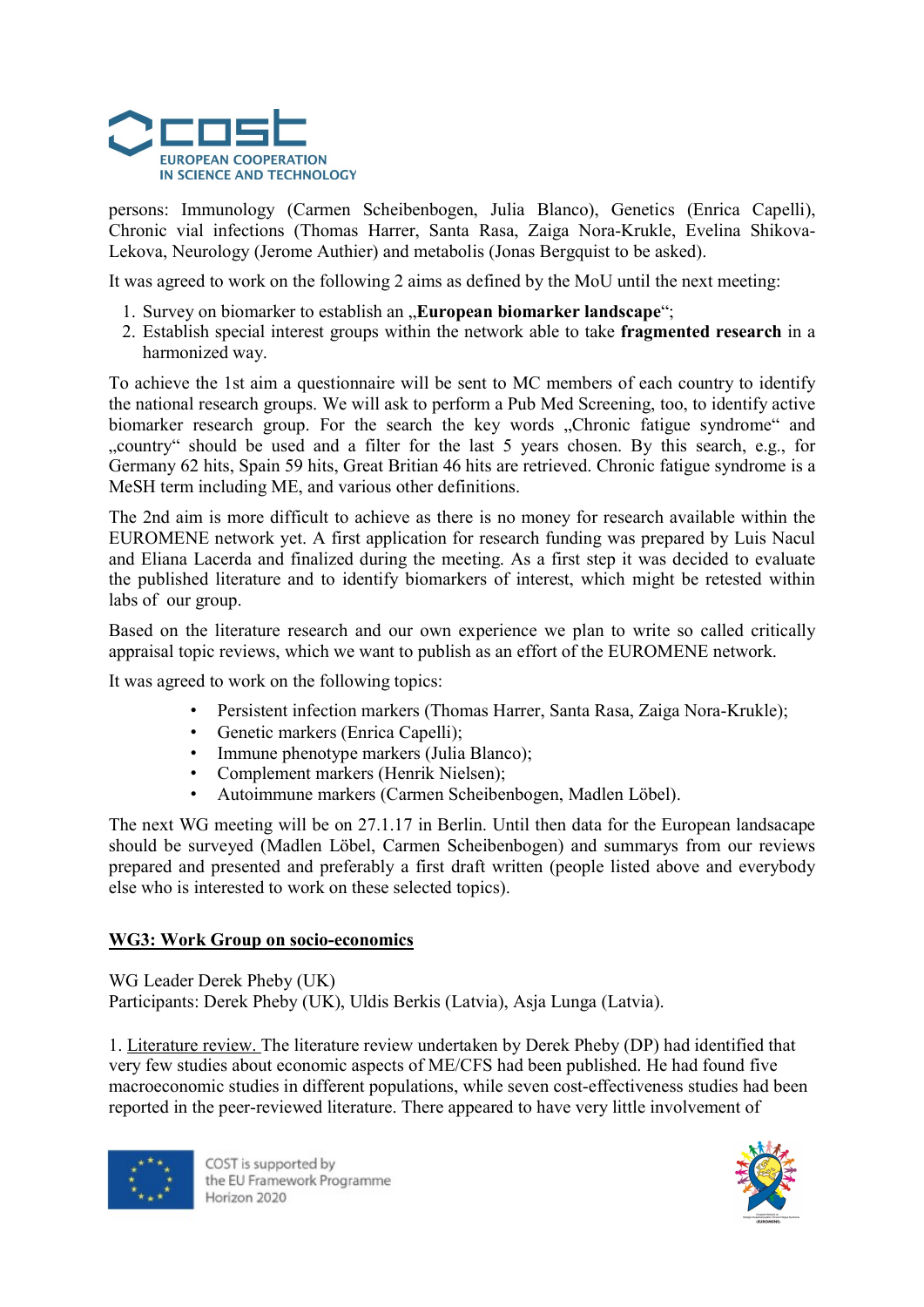persons: Immunology (Carmen Scheibenbogen, Julia Blanco), Genetics (Enrica Capelli), Chronic vial infections (Thomas Harrer, Santa Rasa, Zaiga Nora-Krukle, Evelina Shikova-Lekova, Neurology (Jerome Authier) and metabolis (Jonas Bergquist to be asked).

It was agreed to work on the following 2 aims as defined by the MoU until the next meeting:

1. Survey on biomarker to establish an „**European biomarker landscape**";
2. Establish special interest groups within the network able to take **fragmented research** in a harmonized way.

To achieve the 1st aim a questionnaire will be sent to MC members of each country to identify the national research groups. We will ask to perform a Pub Med Screening, too, to identify active biomarker research group. For the search the key words „Chronic fatigue syndrome" and „country" should be used and a filter for the last 5 years chosen. By this search, e.g., for Germany 62 hits, Spain 59 hits, Great Britian 46 hits are retrieved. Chronic fatigue syndrome is a MeSH term including ME, and various other definitions.

The 2nd aim is more difficult to achieve as there is no money for research available within the EUROMENE network yet. A first application for research funding was prepared by Luis Nacul and Eliana Lacerda and finalized during the meeting. As a first step it was decided to evaluate the published literature and to identify biomarkers of interest, which might be retested within labs of our group.

Based on the literature research and our own experience we plan to write so called critically appraisal topic reviews, which we want to publish as an effort of the EUROMENE network.

It was agreed to work on the following topics:

- Persistent infection markers (Thomas Harrer, Santa Rasa, Zaiga Nora-Krukle);
- Genetic markers (Enrica Capelli);
- Immune phenotype markers (Julia Blanco);
- Complement markers (Henrik Nielsen);
- Autoimmune markers (Carmen Scheibenbogen, Madlen Löbel).

The next WG meeting will be on 27.1.17 in Berlin. Until then data for the European landsacape should be surveyed (Madlen Löbel, Carmen Scheibenbogen) and summarys from our reviews prepared and presented and preferably a first draft written (people listed above and everybody else who is interested to work on these selected topics).

## WG3: Work Group on socio-economics

WG Leader Derek Pheby (UK)
Participants: Derek Pheby (UK), Uldis Berkis (Latvia), Asja Lunga (Latvia).

1. Literature review. The literature review undertaken by Derek Pheby (DP) had identified that very few studies about economic aspects of ME/CFS had been published. He had found five macroeconomic studies in different populations, while seven cost-effectiveness studies had been reported in the peer-reviewed literature. There appeared to have very little involvement of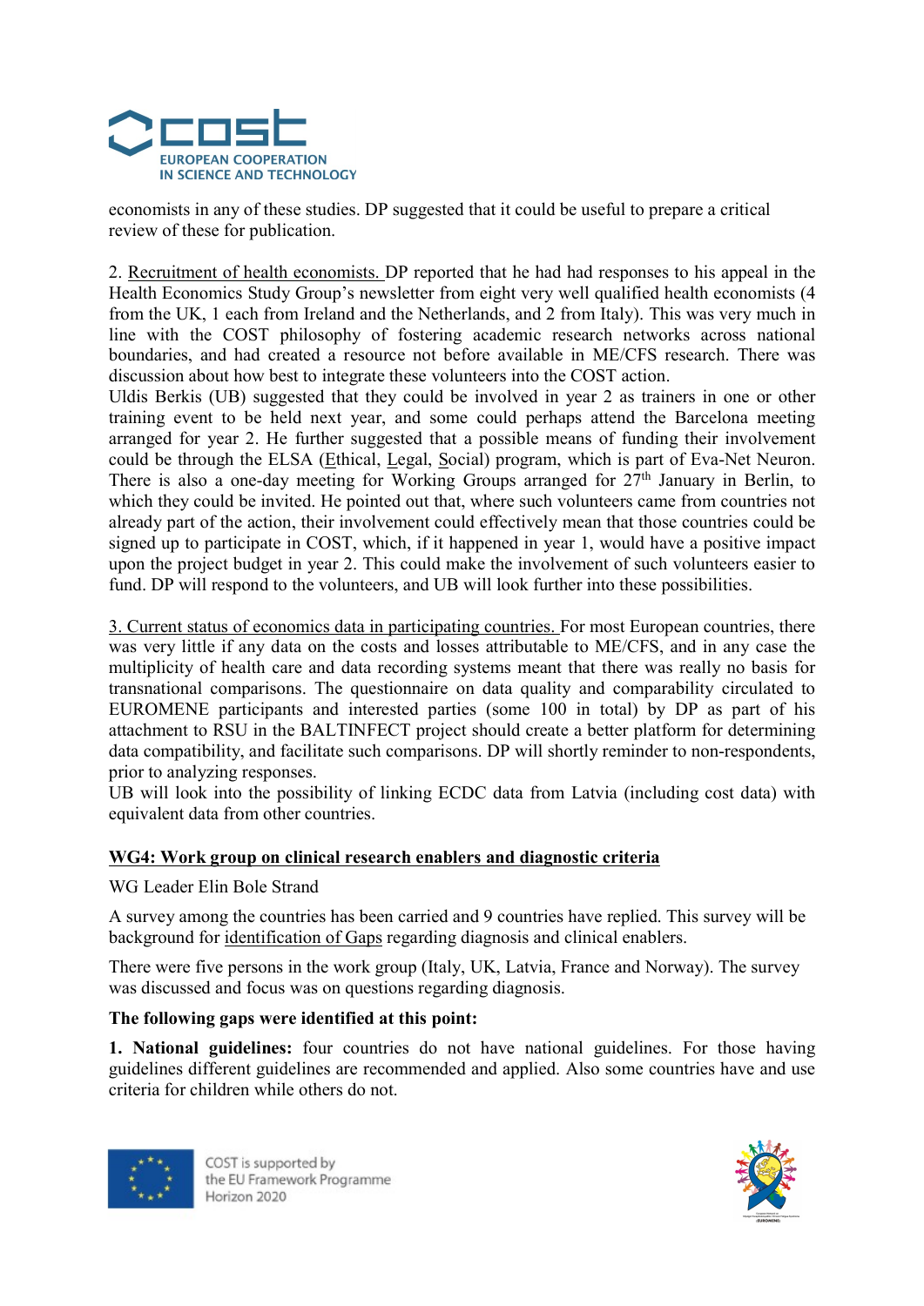economists in any of these studies. DP suggested that it could be useful to prepare a critical review of these for publication.

2. Recruitment of health economists. DP reported that he had had responses to his appeal in the Health Economics Study Group's newsletter from eight very well qualified health economists (4 from the UK, 1 each from Ireland and the Netherlands, and 2 from Italy). This was very much in line with the COST philosophy of fostering academic research networks across national boundaries, and had created a resource not before available in ME/CFS research. There was discussion about how best to integrate these volunteers into the COST action.

Uldis Berkis (UB) suggested that they could be involved in year 2 as trainers in one or other training event to be held next year, and some could perhaps attend the Barcelona meeting arranged for year 2. He further suggested that a possible means of funding their involvement could be through the ELSA (Ethical, Legal, Social) program, which is part of Eva-Net Neuron. There is also a one-day meeting for Working Groups arranged for 27th January in Berlin, to which they could be invited. He pointed out that, where such volunteers came from countries not already part of the action, their involvement could effectively mean that those countries could be signed up to participate in COST, which, if it happened in year 1, would have a positive impact upon the project budget in year 2. This could make the involvement of such volunteers easier to fund. DP will respond to the volunteers, and UB will look further into these possibilities.

3. Current status of economics data in participating countries. For most European countries, there was very little if any data on the costs and losses attributable to ME/CFS, and in any case the multiplicity of health care and data recording systems meant that there was really no basis for transnational comparisons. The questionnaire on data quality and comparability circulated to EUROMENE participants and interested parties (some 100 in total) by DP as part of his attachment to RSU in the BALTINFECT project should create a better platform for determining data compatibility, and facilitate such comparisons. DP will shortly reminder to non-respondents, prior to analyzing responses.

UB will look into the possibility of linking ECDC data from Latvia (including cost data) with equivalent data from other countries.

## WG4: Work group on clinical research enablers and diagnostic criteria

WG Leader Elin Bole Strand

A survey among the countries has been carried and 9 countries have replied. This survey will be background for identification of Gaps regarding diagnosis and clinical enablers.

There were five persons in the work group (Italy, UK, Latvia, France and Norway). The survey was discussed and focus was on questions regarding diagnosis.

**The following gaps were identified at this point:**

**1. National guidelines:** four countries do not have national guidelines. For those having guidelines different guidelines are recommended and applied. Also some countries have and use criteria for children while others do not.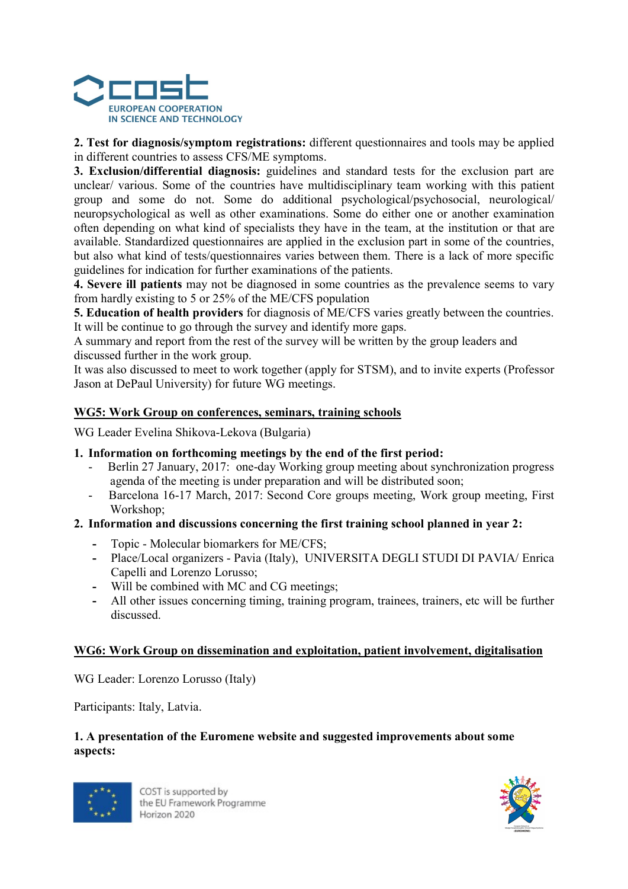**2. Test for diagnosis/symptom registrations:** different questionnaires and tools may be applied in different countries to assess CFS/ME symptoms.

**3. Exclusion/differential diagnosis:** guidelines and standard tests for the exclusion part are unclear/ various. Some of the countries have multidisciplinary team working with this patient group and some do not. Some do additional psychological/psychosocial, neurological/ neuropsychological as well as other examinations. Some do either one or another examination often depending on what kind of specialists they have in the team, at the institution or that are available. Standardized questionnaires are applied in the exclusion part in some of the countries, but also what kind of tests/questionnaires varies between them. There is a lack of more specific guidelines for indication for further examinations of the patients.

**4. Severe ill patients** may not be diagnosed in some countries as the prevalence seems to vary from hardly existing to 5 or 25% of the ME/CFS population

**5. Education of health providers** for diagnosis of ME/CFS varies greatly between the countries. It will be continue to go through the survey and identify more gaps.

A summary and report from the rest of the survey will be written by the group leaders and discussed further in the work group.

It was also discussed to meet to work together (apply for STSM), and to invite experts (Professor Jason at DePaul University) for future WG meetings.

## WG5: Work Group on conferences, seminars, training schools

WG Leader Evelina Shikova-Lekova (Bulgaria)

**1. Information on forthcoming meetings by the end of the first period:**

- Berlin 27 January, 2017: one-day Working group meeting about synchronization progress agenda of the meeting is under preparation and will be distributed soon;
- Barcelona 16-17 March, 2017: Second Core groups meeting, Work group meeting, First Workshop;

**2. Information and discussions concerning the first training school planned in year 2:**

- Topic - Molecular biomarkers for ME/CFS;
- Place/Local organizers - Pavia (Italy), UNIVERSITA DEGLI STUDI DI PAVIA/ Enrica Capelli and Lorenzo Lorusso;
- Will be combined with MC and CG meetings;
- All other issues concerning timing, training program, trainees, trainers, etc will be further discussed.

## WG6: Work Group on dissemination and exploitation, patient involvement, digitalisation

WG Leader: Lorenzo Lorusso (Italy)

Participants: Italy, Latvia.

**1. A presentation of the Euromene website and suggested improvements about some aspects:**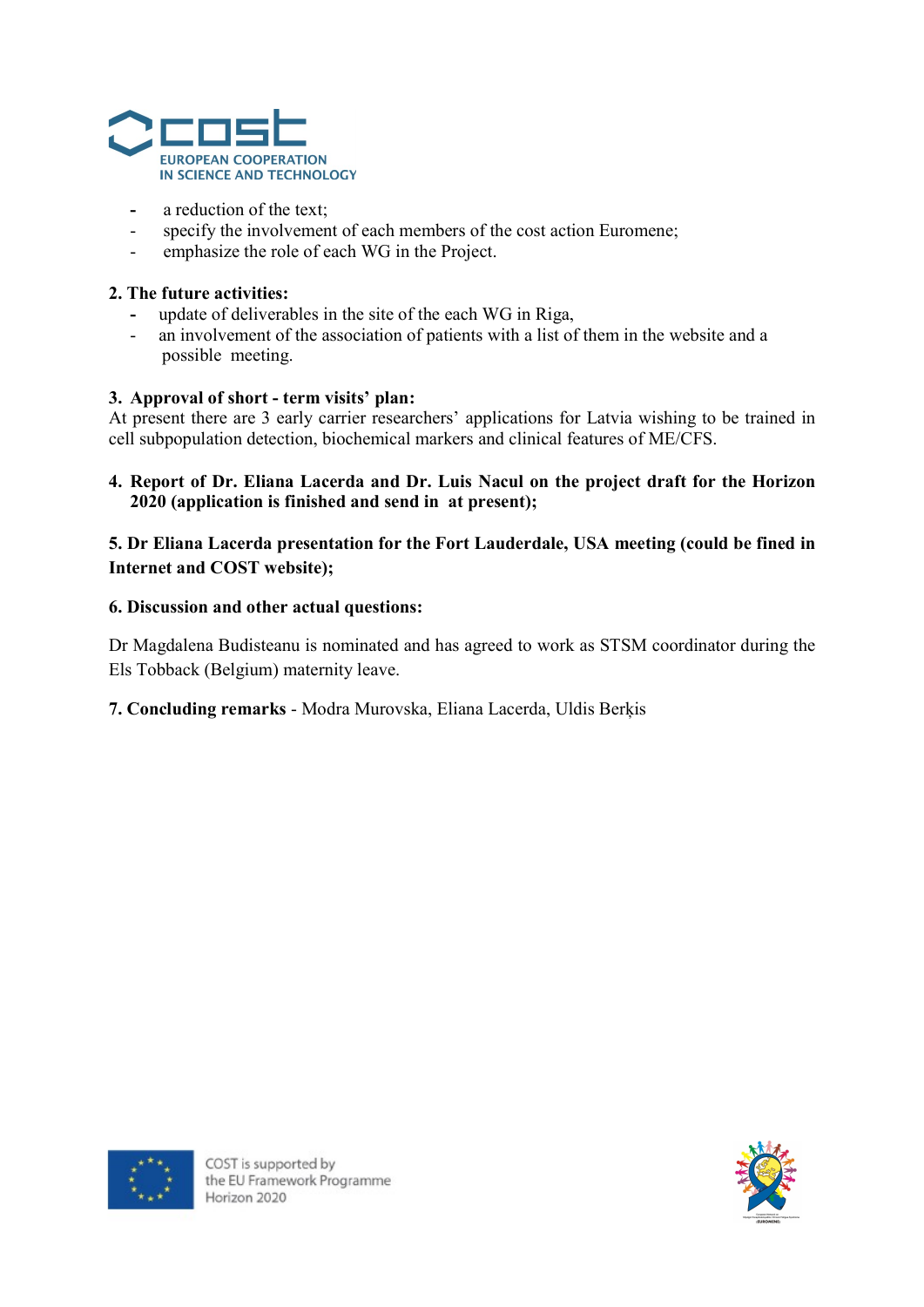- a reduction of the text;
- specify the involvement of each members of the cost action Euromene;
- emphasize the role of each WG in the Project.

**2. The future activities:**

- update of deliverables in the site of the each WG in Riga,
- an involvement of the association of patients with a list of them in the website and a possible meeting.

**3. Approval of short - term visits' plan:**

At present there are 3 early carrier researchers' applications for Latvia wishing to be trained in cell subpopulation detection, biochemical markers and clinical features of ME/CFS.

**4. Report of Dr. Eliana Lacerda and Dr. Luis Nacul on the project draft for the Horizon 2020 (application is finished and send in at present);**

**5. Dr Eliana Lacerda presentation for the Fort Lauderdale, USA meeting (could be fined in Internet and COST website);**

**6. Discussion and other actual questions:**

Dr Magdalena Budisteanu is nominated and has agreed to work as STSM coordinator during the Els Tobback (Belgium) maternity leave.

**7. Concluding remarks** - Modra Murovska, Eliana Lacerda, Uldis Berķis